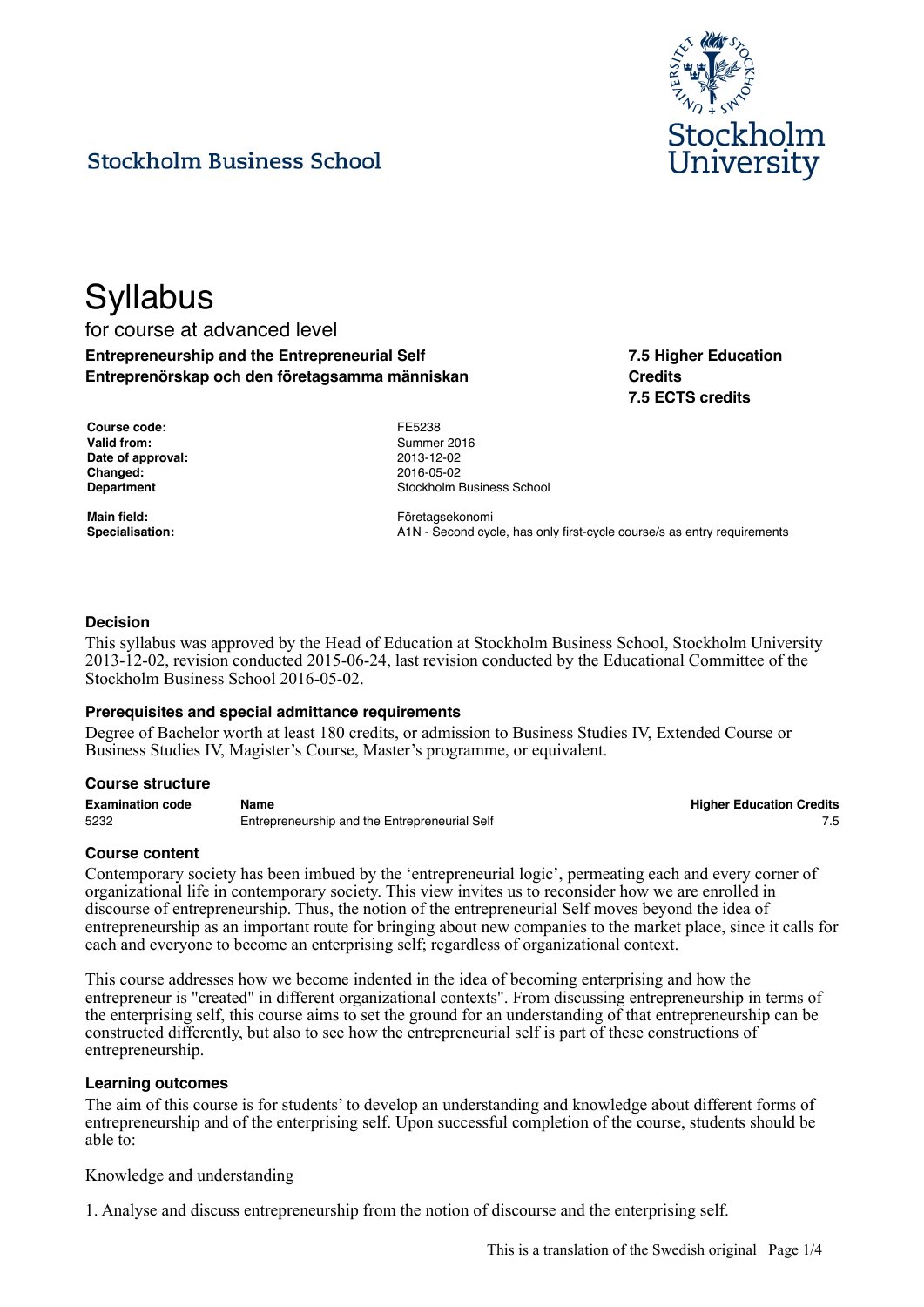Stockholm Business School

Stockholm University

# Syllabus

for course at advanced level

**Entrepreneurship and the Entrepreneurial Self**
**Entreprenörskap och den företagsamma människan**

**7.5 Higher Education Credits**
**7.5 ECTS credits**

| | |
|---|---|
| **Course code:** | FE5238 |
| **Valid from:** | Summer 2016 |
| **Date of approval:** | 2013-12-02 |
| **Changed:** | 2016-05-02 |
| **Department** | Stockholm Business School |
| **Main field:** | Företagsekonomi |
| **Specialisation:** | A1N - Second cycle, has only first-cycle course/s as entry requirements |

### Decision

This syllabus was approved by the Head of Education at Stockholm Business School, Stockholm University 2013-12-02, revision conducted 2015-06-24, last revision conducted by the Educational Committee of the Stockholm Business School 2016-05-02.

### Prerequisites and special admittance requirements

Degree of Bachelor worth at least 180 credits, or admission to Business Studies IV, Extended Course or Business Studies IV, Magister's Course, Master's programme, or equivalent.

### Course structure

| Examination code | Name | Higher Education Credits |
|---|---|---|
| 5232 | Entrepreneurship and the Entrepreneurial Self | 7.5 |

### Course content

Contemporary society has been imbued by the 'entrepreneurial logic', permeating each and every corner of organizational life in contemporary society. This view invites us to reconsider how we are enrolled in discourse of entrepreneurship. Thus, the notion of the entrepreneurial Self moves beyond the idea of entrepreneurship as an important route for bringing about new companies to the market place, since it calls for each and everyone to become an enterprising self; regardless of organizational context.

This course addresses how we become indented in the idea of becoming enterprising and how the entrepreneur is "created" in different organizational contexts". From discussing entrepreneurship in terms of the enterprising self, this course aims to set the ground for an understanding of that entrepreneurship can be constructed differently, but also to see how the entrepreneurial self is part of these constructions of entrepreneurship.

### Learning outcomes

The aim of this course is for students' to develop an understanding and knowledge about different forms of entrepreneurship and of the enterprising self. Upon successful completion of the course, students should be able to:

Knowledge and understanding

1. Analyse and discuss entrepreneurship from the notion of discourse and the enterprising self.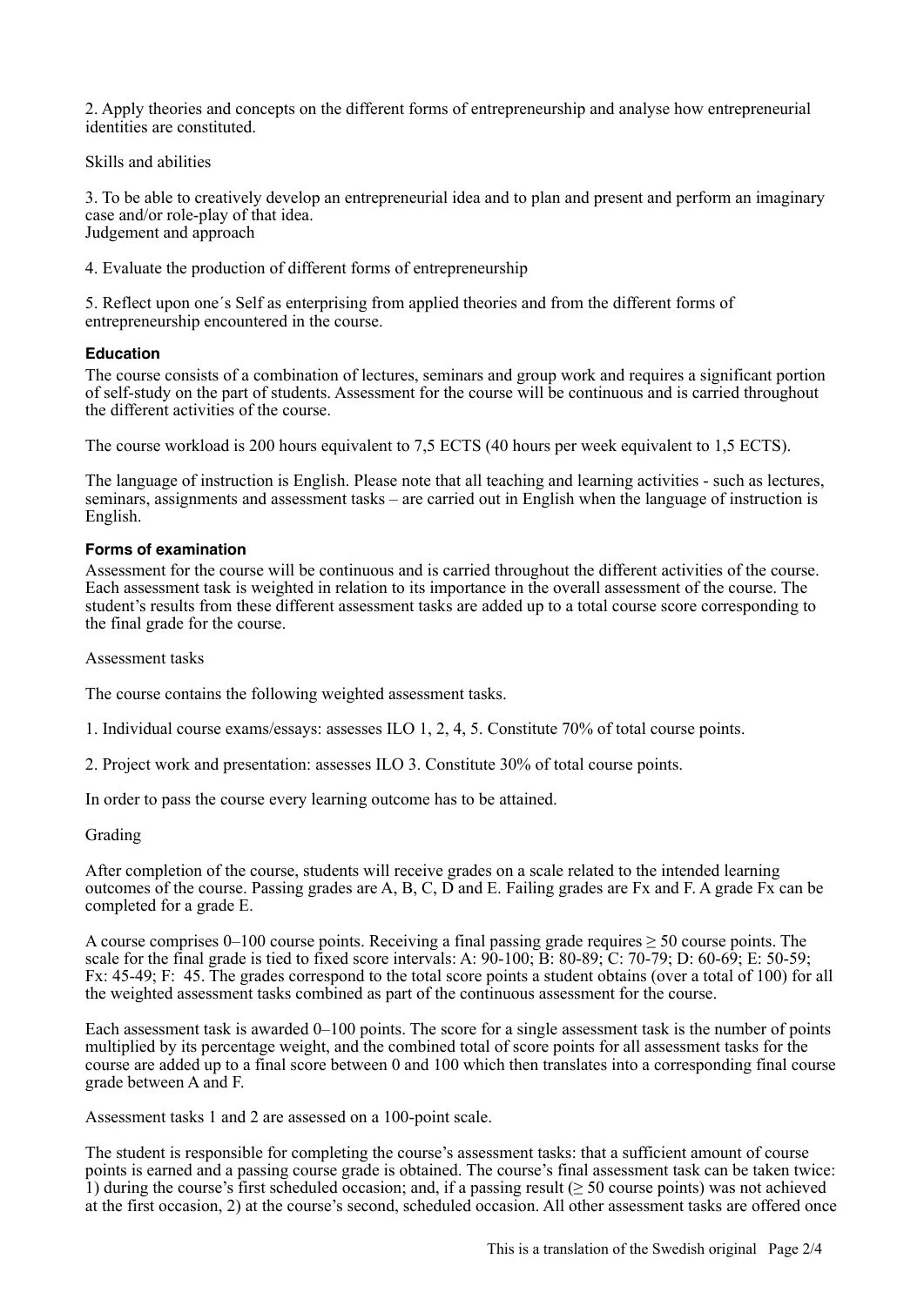2. Apply theories and concepts on the different forms of entrepreneurship and analyse how entrepreneurial identities are constituted.

Skills and abilities

3. To be able to creatively develop an entrepreneurial idea and to plan and present and perform an imaginary case and/or role-play of that idea.
Judgement and approach

4. Evaluate the production of different forms of entrepreneurship

5. Reflect upon one´s Self as enterprising from applied theories and from the different forms of entrepreneurship encountered in the course.

### Education

The course consists of a combination of lectures, seminars and group work and requires a significant portion of self-study on the part of students. Assessment for the course will be continuous and is carried throughout the different activities of the course.

The course workload is 200 hours equivalent to 7,5 ECTS (40 hours per week equivalent to 1,5 ECTS).

The language of instruction is English. Please note that all teaching and learning activities - such as lectures, seminars, assignments and assessment tasks – are carried out in English when the language of instruction is English.

### Forms of examination

Assessment for the course will be continuous and is carried throughout the different activities of the course. Each assessment task is weighted in relation to its importance in the overall assessment of the course. The student's results from these different assessment tasks are added up to a total course score corresponding to the final grade for the course.

Assessment tasks

The course contains the following weighted assessment tasks.

1. Individual course exams/essays: assesses ILO 1, 2, 4, 5. Constitute 70% of total course points.

2. Project work and presentation: assesses ILO 3. Constitute 30% of total course points.

In order to pass the course every learning outcome has to be attained.

Grading

After completion of the course, students will receive grades on a scale related to the intended learning outcomes of the course. Passing grades are A, B, C, D and E. Failing grades are Fx and F. A grade Fx can be completed for a grade E.

A course comprises 0–100 course points. Receiving a final passing grade requires ≥ 50 course points. The scale for the final grade is tied to fixed score intervals: A: 90-100; B: 80-89; C: 70-79; D: 60-69; E: 50-59; Fx: 45-49; F: 45. The grades correspond to the total score points a student obtains (over a total of 100) for all the weighted assessment tasks combined as part of the continuous assessment for the course.

Each assessment task is awarded 0–100 points. The score for a single assessment task is the number of points multiplied by its percentage weight, and the combined total of score points for all assessment tasks for the course are added up to a final score between 0 and 100 which then translates into a corresponding final course grade between A and F.

Assessment tasks 1 and 2 are assessed on a 100-point scale.

The student is responsible for completing the course's assessment tasks: that a sufficient amount of course points is earned and a passing course grade is obtained. The course's final assessment task can be taken twice: 1) during the course's first scheduled occasion; and, if a passing result (≥ 50 course points) was not achieved at the first occasion, 2) at the course's second, scheduled occasion. All other assessment tasks are offered once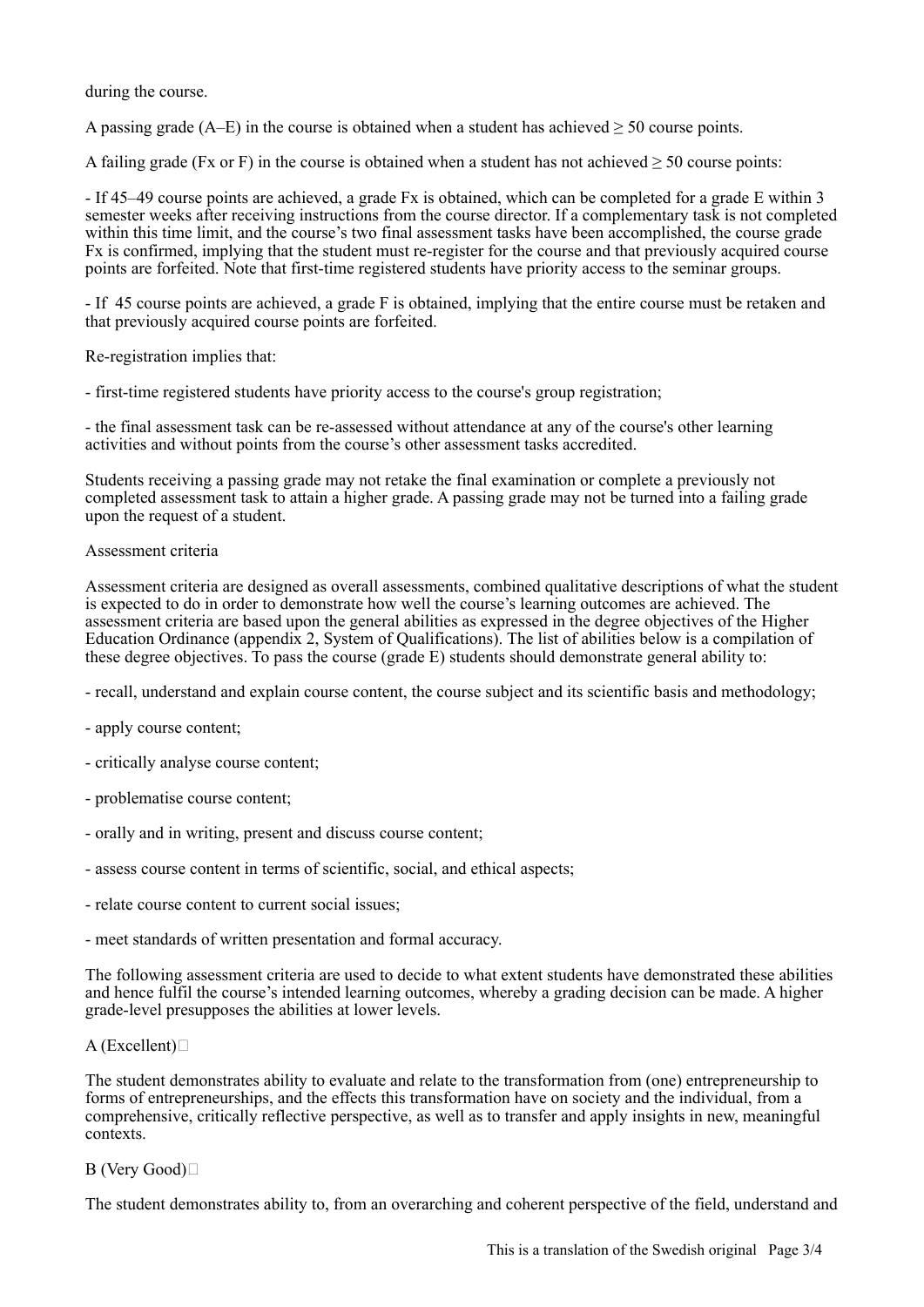during the course.

A passing grade (A–E) in the course is obtained when a student has achieved ≥ 50 course points.

A failing grade (Fx or F) in the course is obtained when a student has not achieved ≥ 50 course points:

- If 45–49 course points are achieved, a grade Fx is obtained, which can be completed for a grade E within 3 semester weeks after receiving instructions from the course director. If a complementary task is not completed within this time limit, and the course's two final assessment tasks have been accomplished, the course grade Fx is confirmed, implying that the student must re-register for the course and that previously acquired course points are forfeited. Note that first-time registered students have priority access to the seminar groups.

- If  45 course points are achieved, a grade F is obtained, implying that the entire course must be retaken and that previously acquired course points are forfeited.

Re-registration implies that:

- first-time registered students have priority access to the course's group registration;

- the final assessment task can be re-assessed without attendance at any of the course's other learning activities and without points from the course's other assessment tasks accredited.

Students receiving a passing grade may not retake the final examination or complete a previously not completed assessment task to attain a higher grade. A passing grade may not be turned into a failing grade upon the request of a student.

Assessment criteria

Assessment criteria are designed as overall assessments, combined qualitative descriptions of what the student is expected to do in order to demonstrate how well the course's learning outcomes are achieved. The assessment criteria are based upon the general abilities as expressed in the degree objectives of the Higher Education Ordinance (appendix 2, System of Qualifications). The list of abilities below is a compilation of these degree objectives. To pass the course (grade E) students should demonstrate general ability to:

- recall, understand and explain course content, the course subject and its scientific basis and methodology;

- apply course content;

- critically analyse course content;

- problematise course content;

- orally and in writing, present and discuss course content;

- assess course content in terms of scientific, social, and ethical aspects;

- relate course content to current social issues;

- meet standards of written presentation and formal accuracy.

The following assessment criteria are used to decide to what extent students have demonstrated these abilities and hence fulfil the course's intended learning outcomes, whereby a grading decision can be made. A higher grade-level presupposes the abilities at lower levels.

A (Excellent)

The student demonstrates ability to evaluate and relate to the transformation from (one) entrepreneurship to forms of entrepreneurships, and the effects this transformation have on society and the individual, from a comprehensive, critically reflective perspective, as well as to transfer and apply insights in new, meaningful contexts.

B (Very Good)

The student demonstrates ability to, from an overarching and coherent perspective of the field, understand and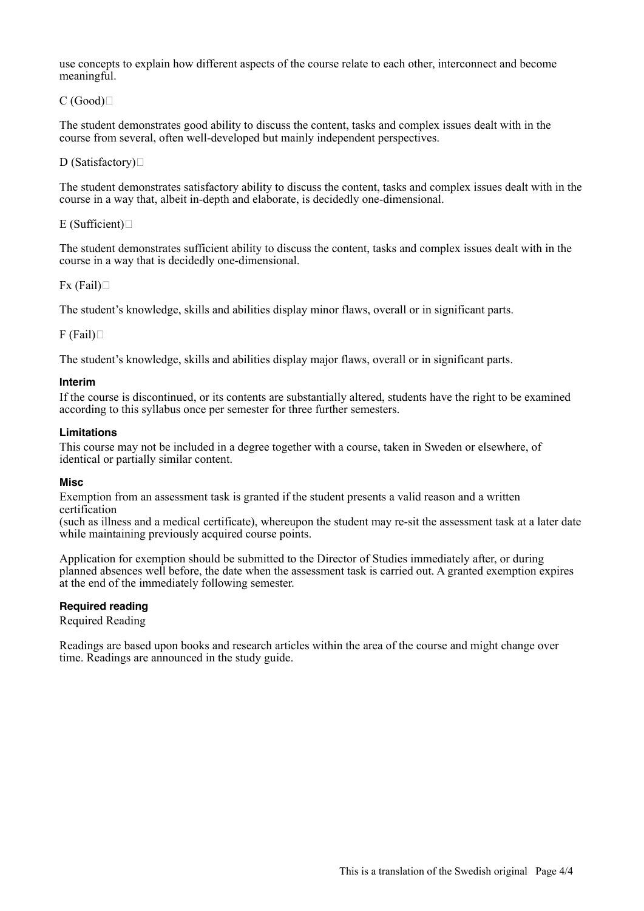use concepts to explain how different aspects of the course relate to each other, interconnect and become meaningful.

C (Good)

The student demonstrates good ability to discuss the content, tasks and complex issues dealt with in the course from several, often well-developed but mainly independent perspectives.

D (Satisfactory)

The student demonstrates satisfactory ability to discuss the content, tasks and complex issues dealt with in the course in a way that, albeit in-depth and elaborate, is decidedly one-dimensional.

E (Sufficient)

The student demonstrates sufficient ability to discuss the content, tasks and complex issues dealt with in the course in a way that is decidedly one-dimensional.

Fx (Fail)

The student's knowledge, skills and abilities display minor flaws, overall or in significant parts.

F (Fail)

The student's knowledge, skills and abilities display major flaws, overall or in significant parts.

#### Interim

If the course is discontinued, or its contents are substantially altered, students have the right to be examined according to this syllabus once per semester for three further semesters.

#### Limitations

This course may not be included in a degree together with a course, taken in Sweden or elsewhere, of identical or partially similar content.

#### Misc

Exemption from an assessment task is granted if the student presents a valid reason and a written certification
(such as illness and a medical certificate), whereupon the student may re-sit the assessment task at a later date while maintaining previously acquired course points.

Application for exemption should be submitted to the Director of Studies immediately after, or during planned absences well before, the date when the assessment task is carried out. A granted exemption expires at the end of the immediately following semester.

#### Required reading

Required Reading

Readings are based upon books and research articles within the area of the course and might change over time. Readings are announced in the study guide.